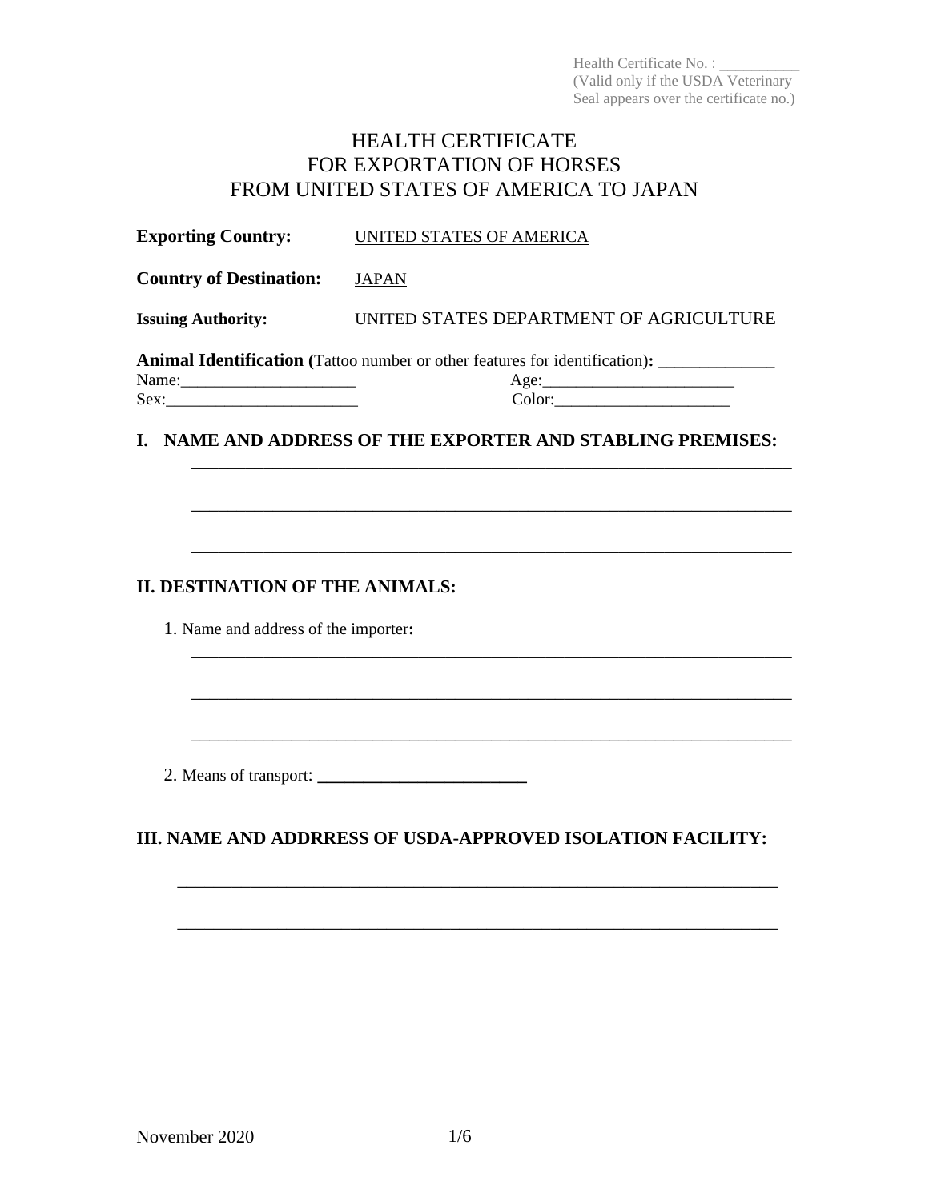Health Certificate No. : __________
(Valid only if the USDA Veterinary Seal appears over the certificate no.)

# HEALTH CERTIFICATE
# FOR EXPORTATION OF HORSES
# FROM UNITED STATES OF AMERICA TO JAPAN

**Exporting Country:** UNITED STATES OF AMERICA

**Country of Destination:** JAPAN

**Issuing Authority:** UNITED STATES DEPARTMENT OF AGRICULTURE

**Animal Identification (**Tattoo number or other features for identification)**:** _____________

Name:_____________________ Age:_______________________

Sex:_______________________ Color:_____________________

## I. NAME AND ADDRESS OF THE EXPORTER AND STABLING PREMISES:

_____________________________________________________________________

_____________________________________________________________________

_____________________________________________________________________

## II. DESTINATION OF THE ANIMALS:

1. Name and address of the importer**:**

_____________________________________________________________________

_____________________________________________________________________

_____________________________________________________________________

2. Means of transport: ________________________

## III. NAME AND ADDRRESS OF USDA-APPROVED ISOLATION FACILITY:

_____________________________________________________________________

_____________________________________________________________________

November 2020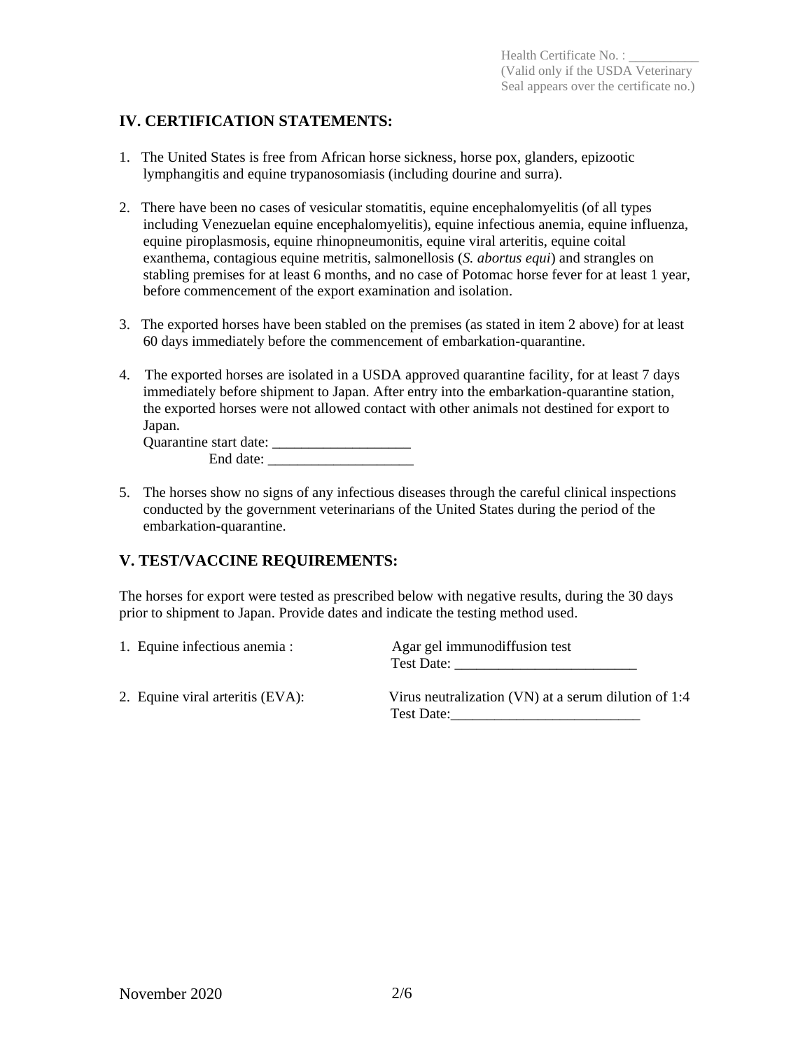Health Certificate No. : __________
(Valid only if the USDA Veterinary Seal appears over the certificate no.)

## IV. CERTIFICATION STATEMENTS:

1. The United States is free from African horse sickness, horse pox, glanders, epizootic lymphangitis and equine trypanosomiasis (including dourine and surra).

2. There have been no cases of vesicular stomatitis, equine encephalomyelitis (of all types including Venezuelan equine encephalomyelitis), equine infectious anemia, equine influenza, equine piroplasmosis, equine rhinopneumonitis, equine viral arteritis, equine coital exanthema, contagious equine metritis, salmonellosis (*S. abortus equi*) and strangles on stabling premises for at least 6 months, and no case of Potomac horse fever for at least 1 year, before commencement of the export examination and isolation.

3. The exported horses have been stabled on the premises (as stated in item 2 above) for at least 60 days immediately before the commencement of embarkation-quarantine.

4. The exported horses are isolated in a USDA approved quarantine facility, for at least 7 days immediately before shipment to Japan. After entry into the embarkation-quarantine station, the exported horses were not allowed contact with other animals not destined for export to Japan.
   Quarantine start date: ___________________
   End date: ____________________

5. The horses show no signs of any infectious diseases through the careful clinical inspections conducted by the government veterinarians of the United States during the period of the embarkation-quarantine.

## V. TEST/VACCINE REQUIREMENTS:

The horses for export were tested as prescribed below with negative results, during the 30 days prior to shipment to Japan. Provide dates and indicate the testing method used.

1. Equine infectious anemia : Agar gel immunodiffusion test
   Test Date: _________________________

2. Equine viral arteritis (EVA): Virus neutralization (VN) at a serum dilution of 1:4
   Test Date:__________________________

November 2020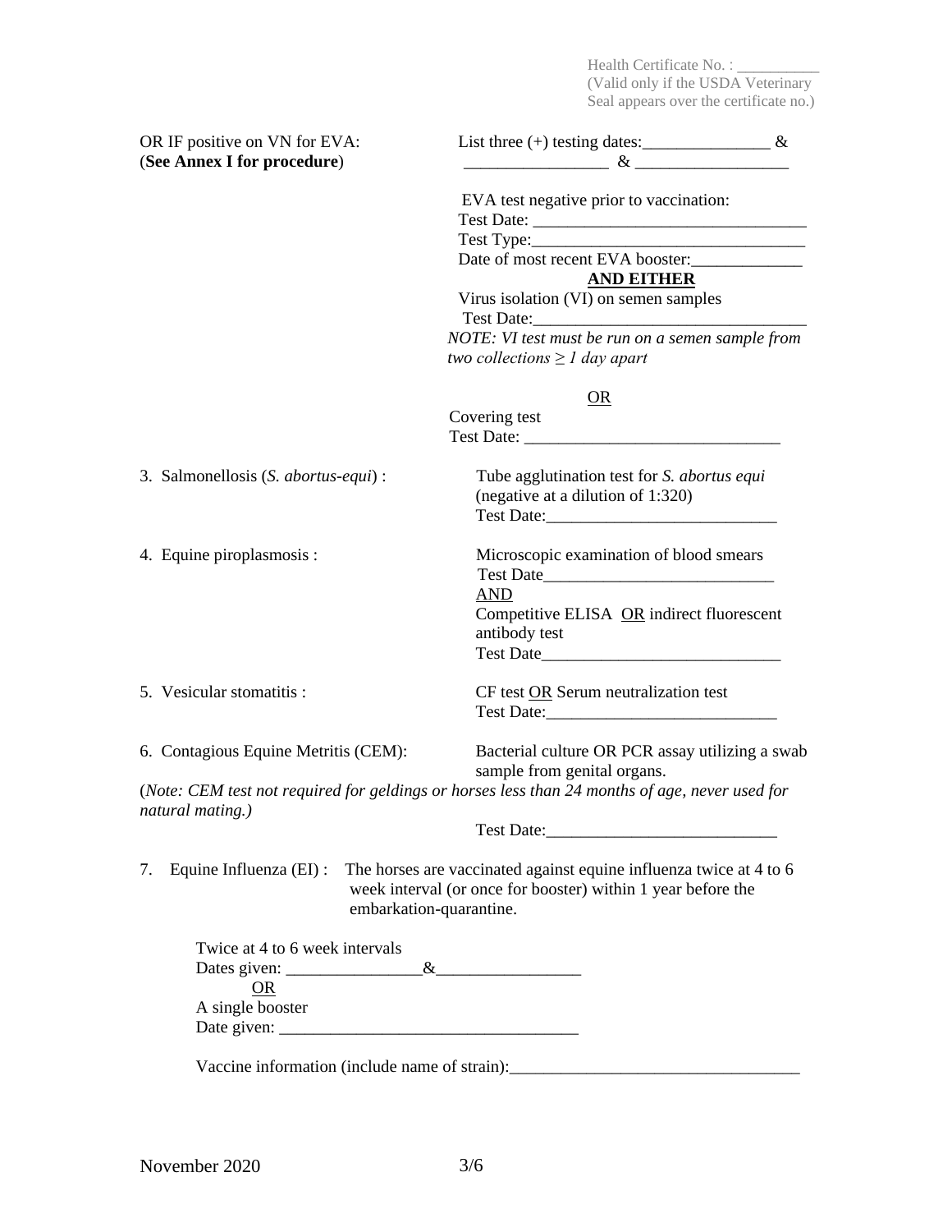Health Certificate No. : __________
(Valid only if the USDA Veterinary Seal appears over the certificate no.)

OR IF positive on VN for EVA:
(**See Annex I for procedure**)

List three (+) testing dates:_______________ &
_________________ & __________________

EVA test negative prior to vaccination:
Test Date: _______________________________
Test Type:________________________________
Date of most recent EVA booster:____________

**AND EITHER**

Virus isolation (VI) on semen samples
Test Date:________________________________

*NOTE: VI test must be run on a semen sample from two collections ≥ 1 day apart*

OR

Covering test
Test Date: ______________________________

3. Salmonellosis (*S. abortus-equi*) :

Tube agglutination test for *S. abortus equi* (negative at a dilution of 1:320)
Test Date:__________________________

4. Equine piroplasmosis :

Microscopic examination of blood smears
Test Date___________________________
AND
Competitive ELISA OR indirect fluorescent antibody test
Test Date____________________________

5. Vesicular stomatitis :

CF test OR Serum neutralization test
Test Date:___________________________

6. Contagious Equine Metritis (CEM):

Bacterial culture OR PCR assay utilizing a swab sample from genital organs.

(*Note: CEM test not required for geldings or horses less than 24 months of age, never used for natural mating.)*

Test Date:___________________________

7. Equine Influenza (EI) : The horses are vaccinated against equine influenza twice at 4 to 6 week interval (or once for booster) within 1 year before the embarkation-quarantine.

Twice at 4 to 6 week intervals
Dates given: ________________&_________________
OR
A single booster
Date given: ___________________________________

Vaccine information (include name of strain):__________________________________

November 2020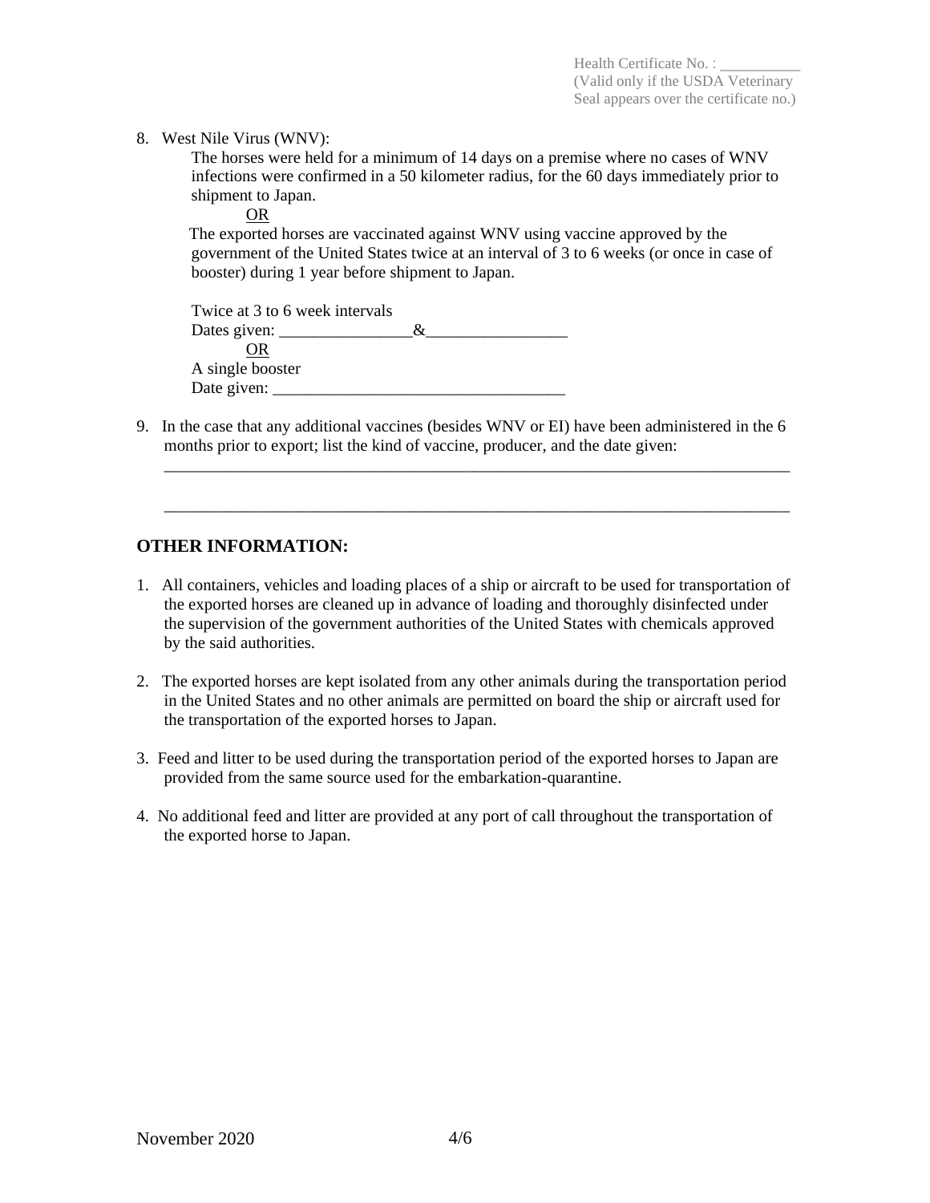Health Certificate No. : __________
(Valid only if the USDA Veterinary Seal appears over the certificate no.)

8. West Nile Virus (WNV):

   The horses were held for a minimum of 14 days on a premise where no cases of WNV infections were confirmed in a 50 kilometer radius, for the 60 days immediately prior to shipment to Japan.

   OR

   The exported horses are vaccinated against WNV using vaccine approved by the government of the United States twice at an interval of 3 to 6 weeks (or once in case of booster) during 1 year before shipment to Japan.

   Twice at 3 to 6 week intervals
   Dates given: ________________&_________________
   OR
   A single booster
   Date given: ___________________________________

9. In the case that any additional vaccines (besides WNV or EI) have been administered in the 6 months prior to export; list the kind of vaccine, producer, and the date given:

   ________________________________________________________________________________

   ________________________________________________________________________________

## OTHER INFORMATION:

1. All containers, vehicles and loading places of a ship or aircraft to be used for transportation of the exported horses are cleaned up in advance of loading and thoroughly disinfected under the supervision of the government authorities of the United States with chemicals approved by the said authorities.

2. The exported horses are kept isolated from any other animals during the transportation period in the United States and no other animals are permitted on board the ship or aircraft used for the transportation of the exported horses to Japan.

3. Feed and litter to be used during the transportation period of the exported horses to Japan are provided from the same source used for the embarkation-quarantine.

4. No additional feed and litter are provided at any port of call throughout the transportation of the exported horse to Japan.

November 2020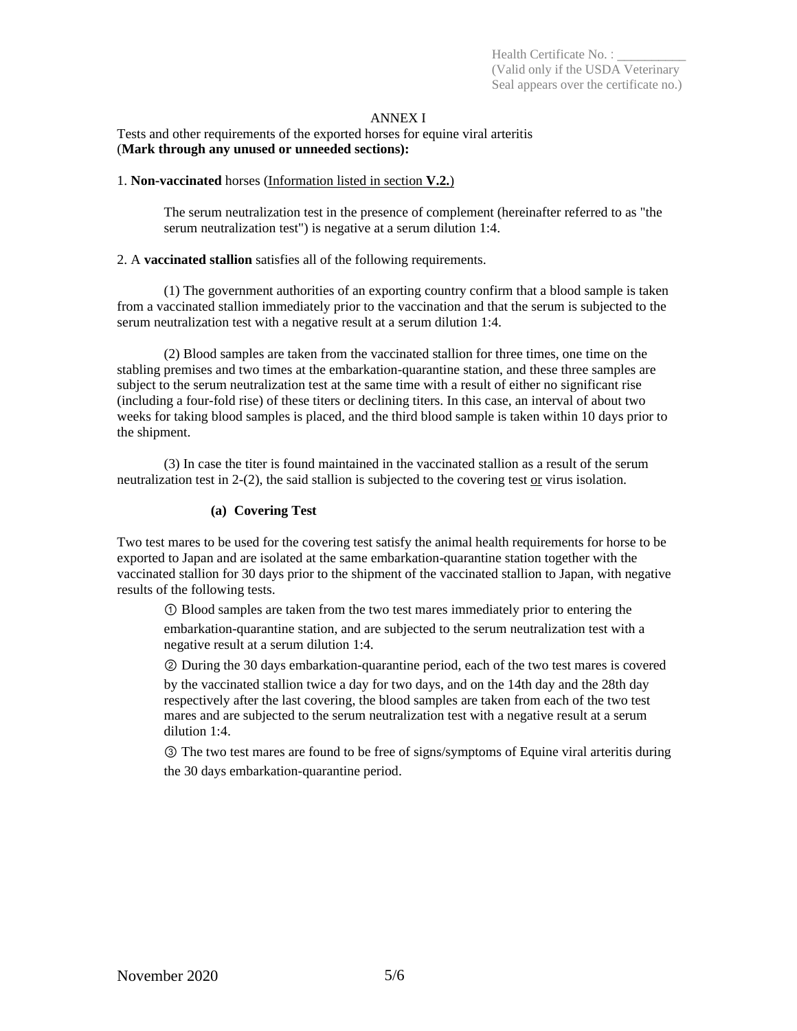Health Certificate No. : __________
(Valid only if the USDA Veterinary Seal appears over the certificate no.)

# ANNEX I

Tests and other requirements of the exported horses for equine viral arteritis
(**Mark through any unused or unneeded sections):**

1. **Non-vaccinated** horses (Information listed in section **V.2.**)

The serum neutralization test in the presence of complement (hereinafter referred to as "the serum neutralization test") is negative at a serum dilution 1:4.

2. A **vaccinated stallion** satisfies all of the following requirements.

(1) The government authorities of an exporting country confirm that a blood sample is taken from a vaccinated stallion immediately prior to the vaccination and that the serum is subjected to the serum neutralization test with a negative result at a serum dilution 1:4.

(2) Blood samples are taken from the vaccinated stallion for three times, one time on the stabling premises and two times at the embarkation-quarantine station, and these three samples are subject to the serum neutralization test at the same time with a result of either no significant rise (including a four-fold rise) of these titers or declining titers. In this case, an interval of about two weeks for taking blood samples is placed, and the third blood sample is taken within 10 days prior to the shipment.

(3) In case the titer is found maintained in the vaccinated stallion as a result of the serum neutralization test in 2-(2), the said stallion is subjected to the covering test or virus isolation.

**(a) Covering Test**

Two test mares to be used for the covering test satisfy the animal health requirements for horse to be exported to Japan and are isolated at the same embarkation-quarantine station together with the vaccinated stallion for 30 days prior to the shipment of the vaccinated stallion to Japan, with negative results of the following tests.

① Blood samples are taken from the two test mares immediately prior to entering the embarkation-quarantine station, and are subjected to the serum neutralization test with a negative result at a serum dilution 1:4.

② During the 30 days embarkation-quarantine period, each of the two test mares is covered by the vaccinated stallion twice a day for two days, and on the 14th day and the 28th day respectively after the last covering, the blood samples are taken from each of the two test mares and are subjected to the serum neutralization test with a negative result at a serum dilution 1:4.

③ The two test mares are found to be free of signs/symptoms of Equine viral arteritis during the 30 days embarkation-quarantine period.

November 2020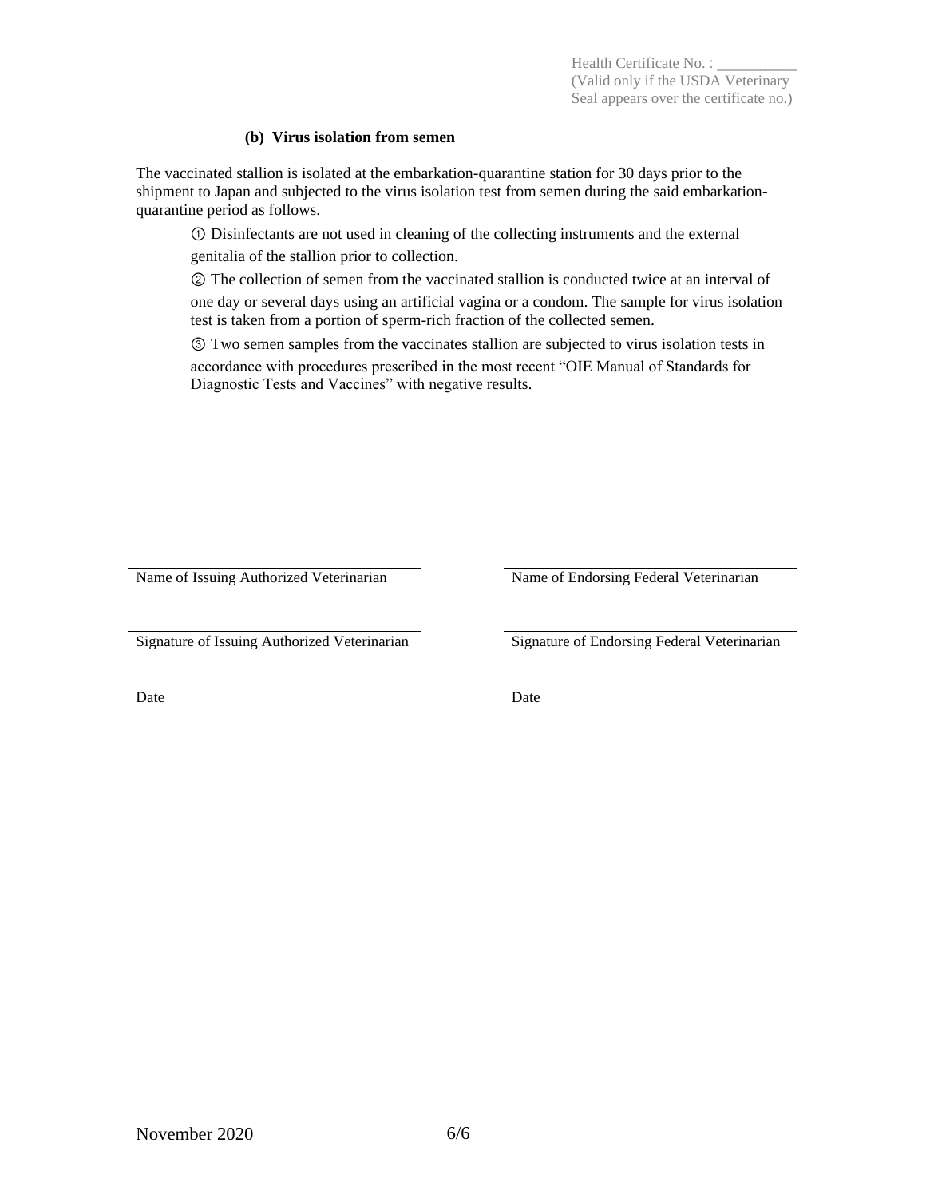Health Certificate No. : __________
(Valid only if the USDA Veterinary Seal appears over the certificate no.)

**(b) Virus isolation from semen**

The vaccinated stallion is isolated at the embarkation-quarantine station for 30 days prior to the shipment to Japan and subjected to the virus isolation test from semen during the said embarkation-quarantine period as follows.

① Disinfectants are not used in cleaning of the collecting instruments and the external genitalia of the stallion prior to collection.

② The collection of semen from the vaccinated stallion is conducted twice at an interval of one day or several days using an artificial vagina or a condom. The sample for virus isolation test is taken from a portion of sperm-rich fraction of the collected semen.

③ Two semen samples from the vaccinates stallion are subjected to virus isolation tests in accordance with procedures prescribed in the most recent "OIE Manual of Standards for Diagnostic Tests and Vaccines" with negative results.

| | |
|---|---|
| Name of Issuing Authorized Veterinarian | Name of Endorsing Federal Veterinarian |
| Signature of Issuing Authorized Veterinarian | Signature of Endorsing Federal Veterinarian |
| Date | Date |

November 2020